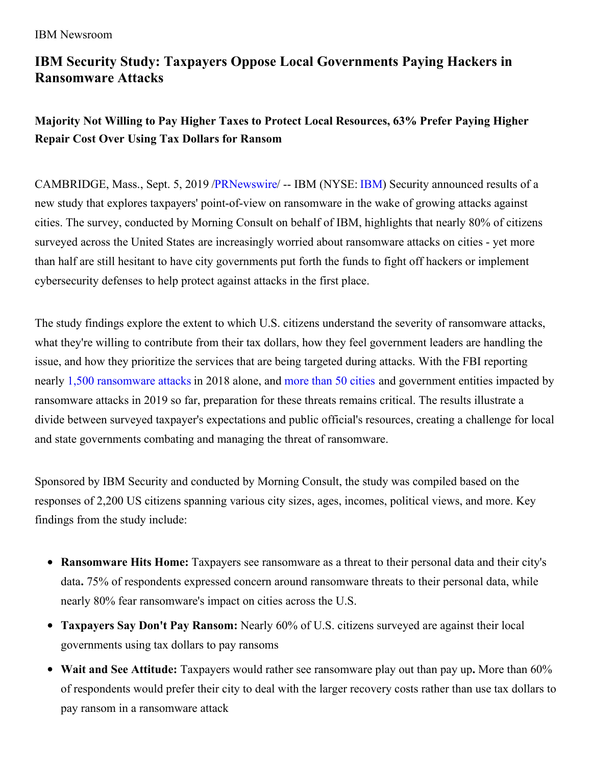IBM Newsroom

# IBM Security Study: Taxpayers Oppose Local Governments Paying Hackers in Ransomware Attacks

## Majority Not Willing to Pay Higher Taxes to Protect Local Resources, 63% Prefer Paying Higher Repair Cost Over Using Tax Dollars for Ransom

CAMBRIDGE, Mass., Sept. 5, 2019 /PRNewswire/ -- IBM (NYSE: IBM) Security announced results of a new study that explores taxpayers' point-of-view on ransomware in the wake of growing attacks against cities. The survey, conducted by Morning Consult on behalf of IBM, highlights that nearly 80% of citizens surveyed across the United States are increasingly worried about ransomware attacks on cities - yet more than half are still hesitant to have city governments put forth the funds to fight off hackers or implement cybersecurity defenses to help protect against attacks in the first place.

The study findings explore the extent to which U.S. citizens understand the severity of ransomware attacks, what they're willing to contribute from their tax dollars, how they feel government leaders are handling the issue, and how they prioritize the services that are being targeted during attacks. With the FBI reporting nearly 1,500 ransomware attacks in 2018 alone, and more than 50 cities and government entities impacted by ransomware attacks in 2019 so far, preparation for these threats remains critical. The results illustrate a divide between surveyed taxpayer's expectations and public official's resources, creating a challenge for local and state governments combating and managing the threat of ransomware.

Sponsored by IBM Security and conducted by Morning Consult, the study was compiled based on the responses of 2,200 US citizens spanning various city sizes, ages, incomes, political views, and more. Key findings from the study include:

- **Ransomware Hits Home:** Taxpayers see ransomware as a threat to their personal data and their city's data**.** 75% of respondents expressed concern around ransomware threats to their personal data, while nearly 80% fear ransomware's impact on cities across the U.S.
- **Taxpayers Say Don't Pay Ransom:** Nearly 60% of U.S. citizens surveyed are against their local governments using tax dollars to pay ransoms
- **Wait and See Attitude:** Taxpayers would rather see ransomware play out than pay up**.** More than 60% of respondents would prefer their city to deal with the larger recovery costs rather than use tax dollars to pay ransom in a ransomware attack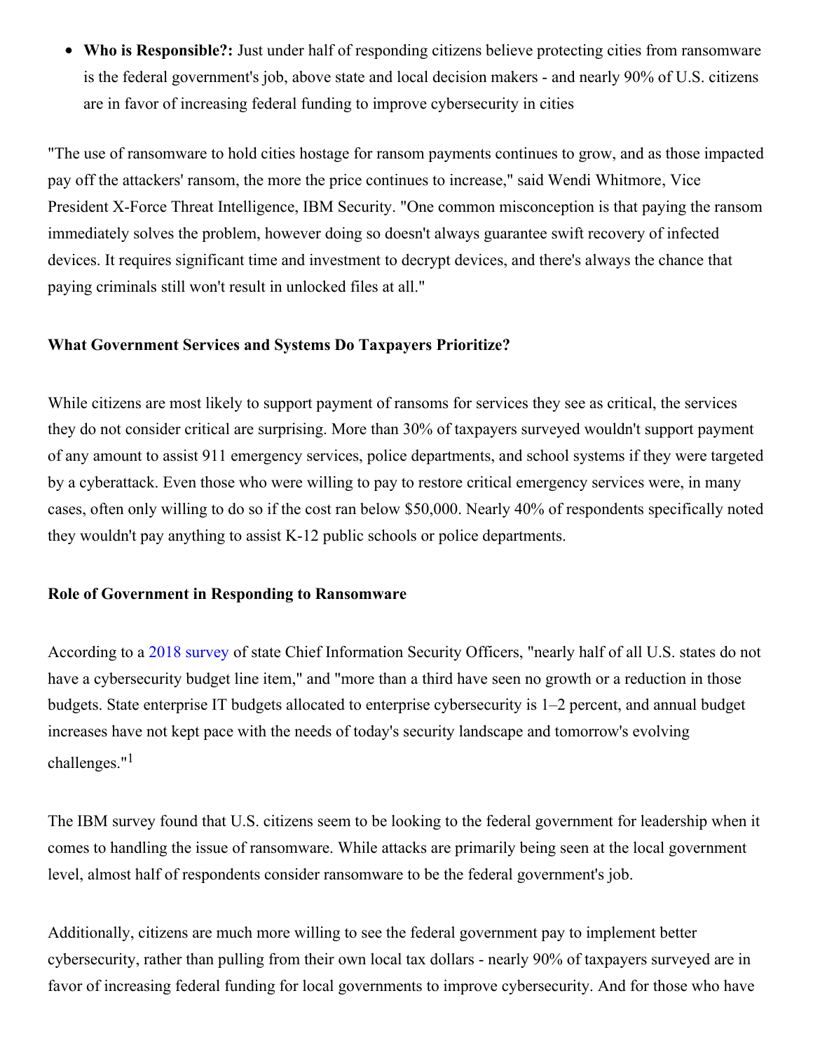- **Who is Responsible?:** Just under half of responding citizens believe protecting cities from ransomware is the federal government's job, above state and local decision makers - and nearly 90% of U.S. citizens are in favor of increasing federal funding to improve cybersecurity in cities

"The use of ransomware to hold cities hostage for ransom payments continues to grow, and as those impacted pay off the attackers' ransom, the more the price continues to increase," said Wendi Whitmore, Vice President X-Force Threat Intelligence, IBM Security. "One common misconception is that paying the ransom immediately solves the problem, however doing so doesn't always guarantee swift recovery of infected devices. It requires significant time and investment to decrypt devices, and there's always the chance that paying criminals still won't result in unlocked files at all."

**What Government Services and Systems Do Taxpayers Prioritize?**

While citizens are most likely to support payment of ransoms for services they see as critical, the services they do not consider critical are surprising. More than 30% of taxpayers surveyed wouldn't support payment of any amount to assist 911 emergency services, police departments, and school systems if they were targeted by a cyberattack. Even those who were willing to pay to restore critical emergency services were, in many cases, often only willing to do so if the cost ran below $50,000. Nearly 40% of respondents specifically noted they wouldn't pay anything to assist K-12 public schools or police departments.

**Role of Government in Responding to Ransomware**

According to a 2018 survey of state Chief Information Security Officers, "nearly half of all U.S. states do not have a cybersecurity budget line item," and "more than a third have seen no growth or a reduction in those budgets. State enterprise IT budgets allocated to enterprise cybersecurity is 1–2 percent, and annual budget increases have not kept pace with the needs of today's security landscape and tomorrow's evolving challenges."[1]

The IBM survey found that U.S. citizens seem to be looking to the federal government for leadership when it comes to handling the issue of ransomware. While attacks are primarily being seen at the local government level, almost half of respondents consider ransomware to be the federal government's job.

Additionally, citizens are much more willing to see the federal government pay to implement better cybersecurity, rather than pulling from their own local tax dollars - nearly 90% of taxpayers surveyed are in favor of increasing federal funding for local governments to improve cybersecurity. And for those who have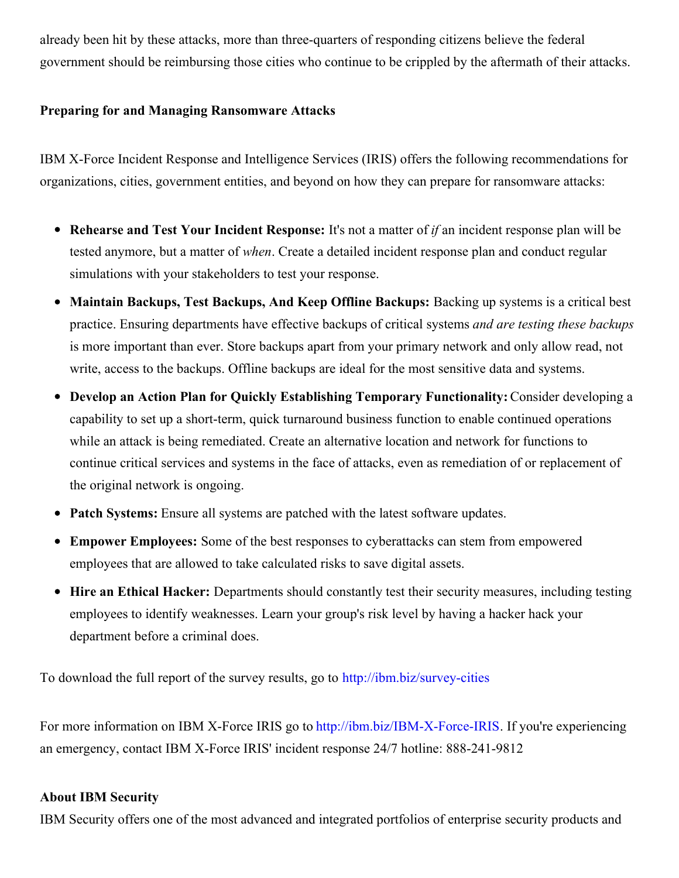already been hit by these attacks, more than three-quarters of responding citizens believe the federal government should be reimbursing those cities who continue to be crippled by the aftermath of their attacks.

**Preparing for and Managing Ransomware Attacks**

IBM X-Force Incident Response and Intelligence Services (IRIS) offers the following recommendations for organizations, cities, government entities, and beyond on how they can prepare for ransomware attacks:

- **Rehearse and Test Your Incident Response:** It's not a matter of *if* an incident response plan will be tested anymore, but a matter of *when*. Create a detailed incident response plan and conduct regular simulations with your stakeholders to test your response.
- **Maintain Backups, Test Backups, And Keep Offline Backups:** Backing up systems is a critical best practice. Ensuring departments have effective backups of critical systems *and are testing these backups* is more important than ever. Store backups apart from your primary network and only allow read, not write, access to the backups. Offline backups are ideal for the most sensitive data and systems.
- **Develop an Action Plan for Quickly Establishing Temporary Functionality:** Consider developing a capability to set up a short-term, quick turnaround business function to enable continued operations while an attack is being remediated. Create an alternative location and network for functions to continue critical services and systems in the face of attacks, even as remediation of or replacement of the original network is ongoing.
- **Patch Systems:** Ensure all systems are patched with the latest software updates.
- **Empower Employees:** Some of the best responses to cyberattacks can stem from empowered employees that are allowed to take calculated risks to save digital assets.
- **Hire an Ethical Hacker:** Departments should constantly test their security measures, including testing employees to identify weaknesses. Learn your group's risk level by having a hacker hack your department before a criminal does.

To download the full report of the survey results, go to http://ibm.biz/survey-cities

For more information on IBM X-Force IRIS go to http://ibm.biz/IBM-X-Force-IRIS. If you're experiencing an emergency, contact IBM X-Force IRIS' incident response 24/7 hotline: 888-241-9812

**About IBM Security**

IBM Security offers one of the most advanced and integrated portfolios of enterprise security products and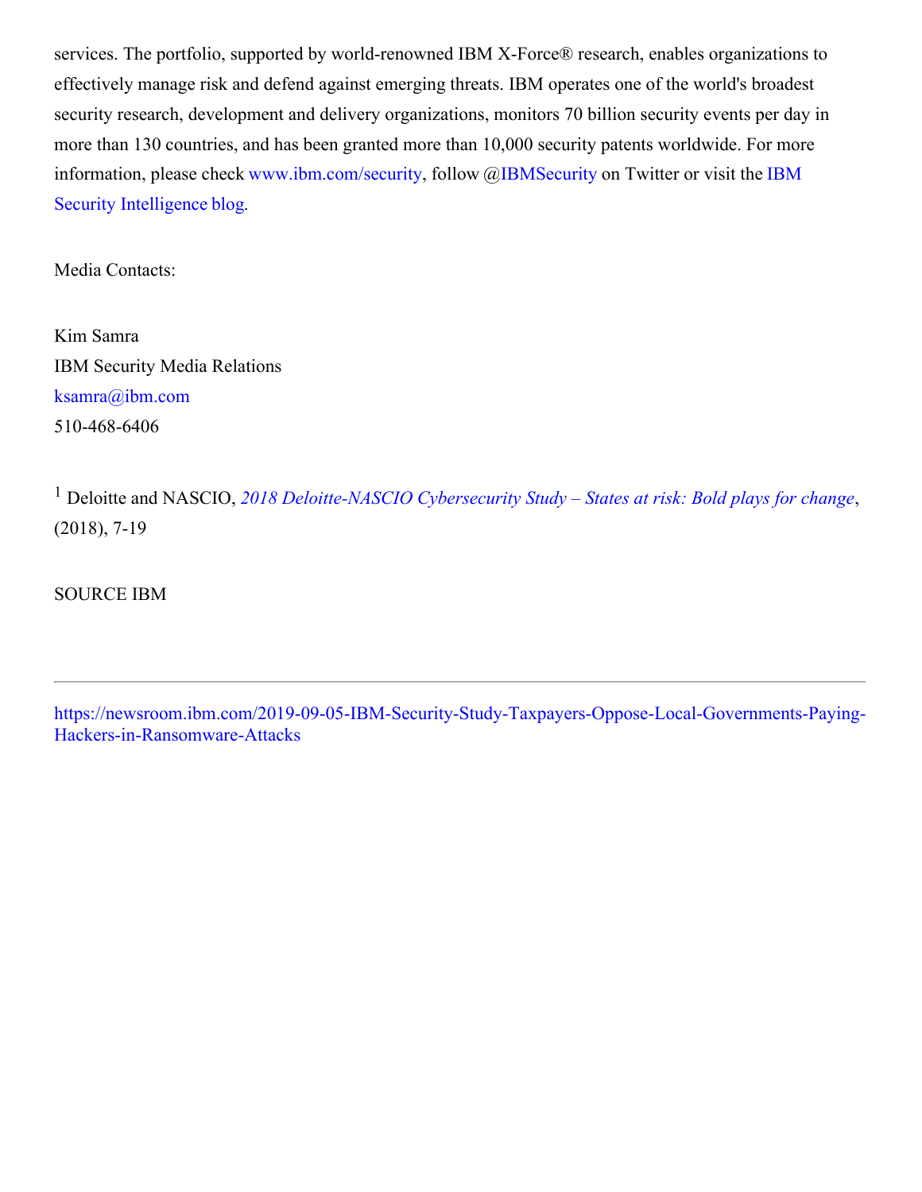services. The portfolio, supported by world-renowned IBM X-Force® research, enables organizations to effectively manage risk and defend against emerging threats. IBM operates one of the world's broadest security research, development and delivery organizations, monitors 70 billion security events per day in more than 130 countries, and has been granted more than 10,000 security patents worldwide. For more information, please check www.ibm.com/security, follow @IBMSecurity on Twitter or visit the IBM Security Intelligence blog.

Media Contacts:

Kim Samra
IBM Security Media Relations
ksamra@ibm.com
510-468-6406

[1] Deloitte and NASCIO, *2018 Deloitte-NASCIO Cybersecurity Study – States at risk: Bold plays for change*, (2018), 7-19

SOURCE IBM

---

https://newsroom.ibm.com/2019-09-05-IBM-Security-Study-Taxpayers-Oppose-Local-Governments-Paying-Hackers-in-Ransomware-Attacks